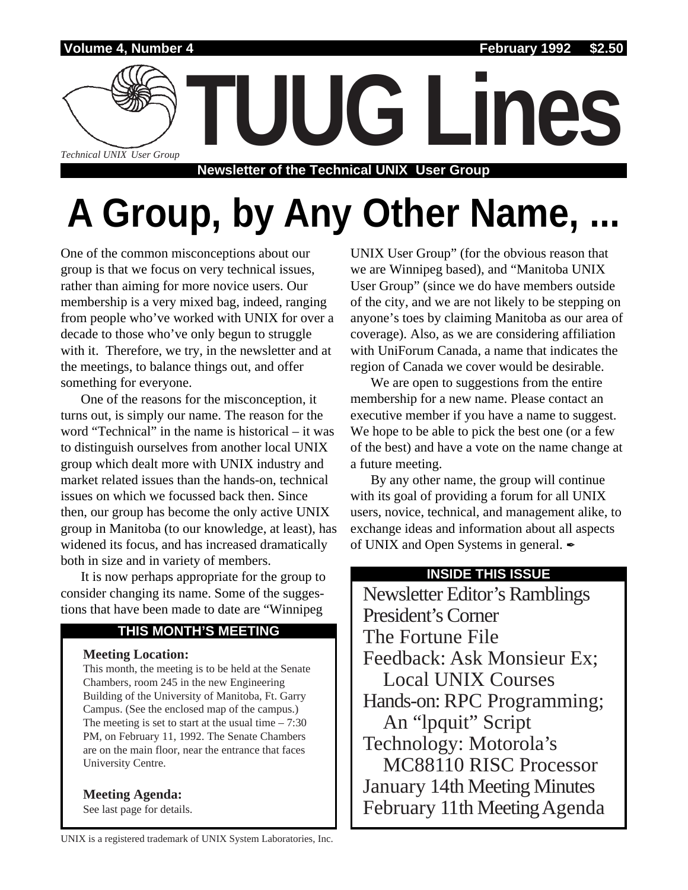Volume 4, Number 4 February 1992 $2.50

# TUUG Lines

*Technical UNIX User Group*

**Newsletter of the Technical UNIX User Group**

# A Group, by Any Other Name, ...

One of the common misconceptions about our group is that we focus on very technical issues, rather than aiming for more novice users. Our membership is a very mixed bag, indeed, ranging from people who've worked with UNIX for over a decade to those who've only begun to struggle with it. Therefore, we try, in the newsletter and at the meetings, to balance things out, and offer something for everyone.

One of the reasons for the misconception, it turns out, is simply our name. The reason for the word "Technical" in the name is historical – it was to distinguish ourselves from another local UNIX group which dealt more with UNIX industry and market related issues than the hands-on, technical issues on which we focussed back then. Since then, our group has become the only active UNIX group in Manitoba (to our knowledge, at least), has widened its focus, and has increased dramatically both in size and in variety of members.

It is now perhaps appropriate for the group to consider changing its name. Some of the suggestions that have been made to date are "Winnipeg UNIX User Group" (for the obvious reason that we are Winnipeg based), and "Manitoba UNIX User Group" (since we do have members outside of the city, and we are not likely to be stepping on anyone's toes by claiming Manitoba as our area of coverage). Also, as we are considering affiliation with UniForum Canada, a name that indicates the region of Canada we cover would be desirable.

We are open to suggestions from the entire membership for a new name. Please contact an executive member if you have a name to suggest. We hope to be able to pick the best one (or a few of the best) and have a vote on the name change at a future meeting.

By any other name, the group will continue with its goal of providing a forum for all UNIX users, novice, technical, and management alike, to exchange ideas and information about all aspects of UNIX and Open Systems in general. ✒

## THIS MONTH'S MEETING

**Meeting Location:**

This month, the meeting is to be held at the Senate Chambers, room 245 in the new Engineering Building of the University of Manitoba, Ft. Garry Campus. (See the enclosed map of the campus.) The meeting is set to start at the usual time – 7:30 PM, on February 11, 1992. The Senate Chambers are on the main floor, near the entrance that faces University Centre.

**Meeting Agenda:**

See last page for details.

## INSIDE THIS ISSUE

- Newsletter Editor's Ramblings
- President's Corner
- The Fortune File
- Feedback: Ask Monsieur Ex; Local UNIX Courses
- Hands-on: RPC Programming; An "lpquit" Script
- Technology: Motorola's MC88110 RISC Processor
- January 14th Meeting Minutes
- February 11th Meeting Agenda

UNIX is a registered trademark of UNIX System Laboratories, Inc.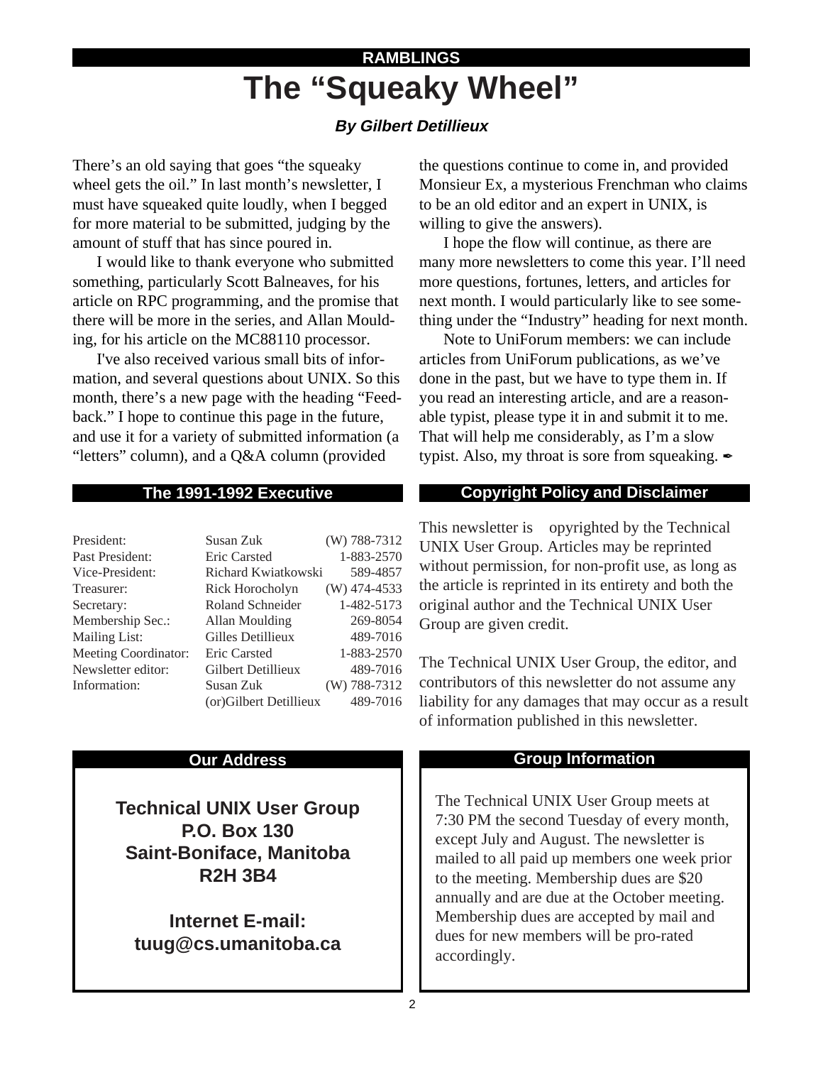**RAMBLINGS**

# The “Squeaky Wheel”

***By Gilbert Detillieux***

There’s an old saying that goes “the squeaky wheel gets the oil.” In last month’s newsletter, I must have squeaked quite loudly, when I begged for more material to be submitted, judging by the amount of stuff that has since poured in.

I would like to thank everyone who submitted something, particularly Scott Balneaves, for his article on RPC programming, and the promise that there will be more in the series, and Allan Moulding, for his article on the MC88110 processor.

I've also received various small bits of information, and several questions about UNIX. So this month, there’s a new page with the heading “Feedback.” I hope to continue this page in the future, and use it for a variety of submitted information (a “letters” column), and a Q&A column (provided the questions continue to come in, and provided Monsieur Ex, a mysterious Frenchman who claims to be an old editor and an expert in UNIX, is willing to give the answers).

I hope the flow will continue, as there are many more newsletters to come this year. I’ll need more questions, fortunes, letters, and articles for next month. I would particularly like to see something under the “Industry” heading for next month.

Note to UniForum members: we can include articles from UniForum publications, as we’ve done in the past, but we have to type them in. If you read an interesting article, and are a reasonable typist, please type it in and submit it to me. That will help me considerably, as I’m a slow typist. Also, my throat is sore from squeaking. ✒

## The 1991-1992 Executive

| | | |
|---|---|---|
| President: | Susan Zuk | (W) 788-7312 |
| Past President: | Eric Carsted | 1-883-2570 |
| Vice-President: | Richard Kwiatkowski | 589-4857 |
| Treasurer: | Rick Horocholyn | (W) 474-4533 |
| Secretary: | Roland Schneider | 1-482-5173 |
| Membership Sec.: | Allan Moulding | 269-8054 |
| Mailing List: | Gilles Detillieux | 489-7016 |
| Meeting Coordinator: | Eric Carsted | 1-883-2570 |
| Newsletter editor: | Gilbert Detillieux | 489-7016 |
| Information: | Susan Zuk | (W) 788-7312 |
| | (or)Gilbert Detillieux | 489-7016 |

## Copyright Policy and Disclaimer

This newsletter is opyrighted by the Technical UNIX User Group. Articles may be reprinted without permission, for non-profit use, as long as the article is reprinted in its entirety and both the original author and the Technical UNIX User Group are given credit.

The Technical UNIX User Group, the editor, and contributors of this newsletter do not assume any liability for any damages that may occur as a result of information published in this newsletter.

## Our Address

**Technical UNIX User Group**
**P.O. Box 130**
**Saint-Boniface, Manitoba**
**R2H 3B4**

**Internet E-mail:**
**tuug@cs.umanitoba.ca**

## Group Information

The Technical UNIX User Group meets at 7:30 PM the second Tuesday of every month, except July and August. The newsletter is mailed to all paid up members one week prior to the meeting. Membership dues are $20 annually and are due at the October meeting. Membership dues are accepted by mail and dues for new members will be pro-rated accordingly.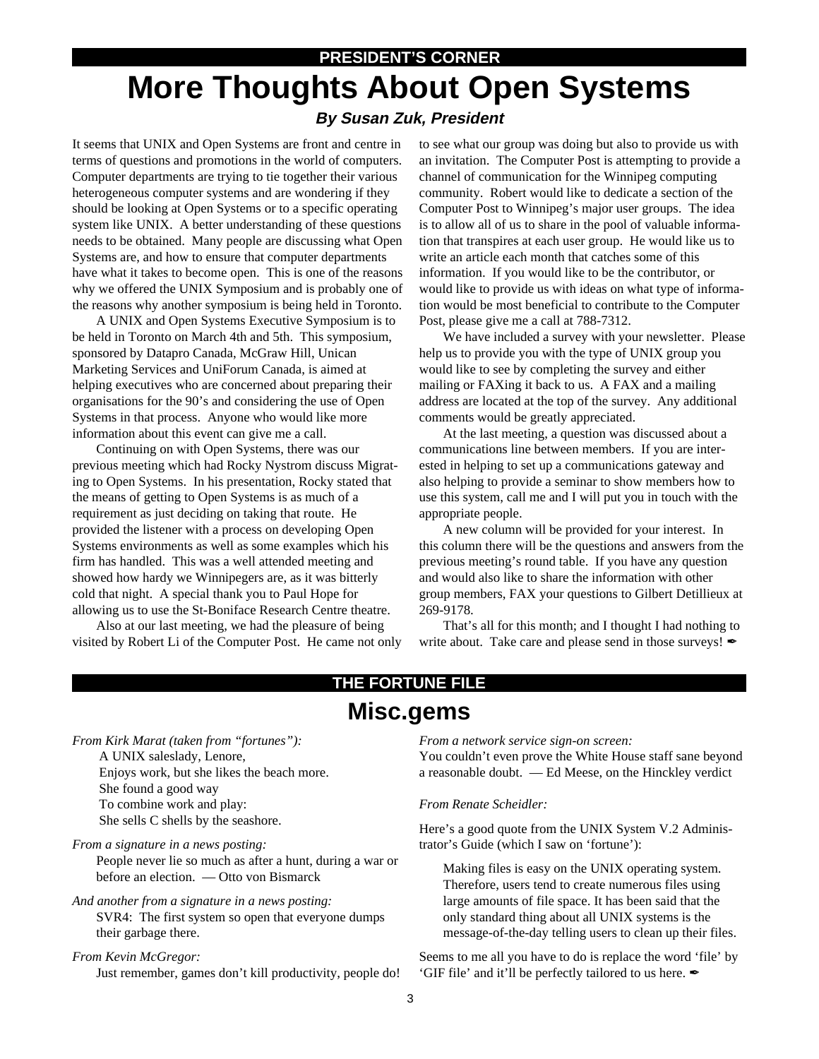## PRESIDENT'S CORNER

# More Thoughts About Open Systems

### *By Susan Zuk, President*

It seems that UNIX and Open Systems are front and centre in terms of questions and promotions in the world of computers. Computer departments are trying to tie together their various heterogeneous computer systems and are wondering if they should be looking at Open Systems or to a specific operating system like UNIX. A better understanding of these questions needs to be obtained. Many people are discussing what Open Systems are, and how to ensure that computer departments have what it takes to become open. This is one of the reasons why we offered the UNIX Symposium and is probably one of the reasons why another symposium is being held in Toronto.

A UNIX and Open Systems Executive Symposium is to be held in Toronto on March 4th and 5th. This symposium, sponsored by Datapro Canada, McGraw Hill, Unican Marketing Services and UniForum Canada, is aimed at helping executives who are concerned about preparing their organisations for the 90's and considering the use of Open Systems in that process. Anyone who would like more information about this event can give me a call.

Continuing on with Open Systems, there was our previous meeting which had Rocky Nystrom discuss Migrating to Open Systems. In his presentation, Rocky stated that the means of getting to Open Systems is as much of a requirement as just deciding on taking that route. He provided the listener with a process on developing Open Systems environments as well as some examples which his firm has handled. This was a well attended meeting and showed how hardy we Winnipegers are, as it was bitterly cold that night. A special thank you to Paul Hope for allowing us to use the St-Boniface Research Centre theatre.

Also at our last meeting, we had the pleasure of being visited by Robert Li of the Computer Post. He came not only to see what our group was doing but also to provide us with an invitation. The Computer Post is attempting to provide a channel of communication for the Winnipeg computing community. Robert would like to dedicate a section of the Computer Post to Winnipeg's major user groups. The idea is to allow all of us to share in the pool of valuable information that transpires at each user group. He would like us to write an article each month that catches some of this information. If you would like to be the contributor, or would like to provide us with ideas on what type of information would be most beneficial to contribute to the Computer Post, please give me a call at 788-7312.

We have included a survey with your newsletter. Please help us to provide you with the type of UNIX group you would like to see by completing the survey and either mailing or FAXing it back to us. A FAX and a mailing address are located at the top of the survey. Any additional comments would be greatly appreciated.

At the last meeting, a question was discussed about a communications line between members. If you are interested in helping to set up a communications gateway and also helping to provide a seminar to show members how to use this system, call me and I will put you in touch with the appropriate people.

A new column will be provided for your interest. In this column there will be the questions and answers from the previous meeting's round table. If you have any question and would also like to share the information with other group members, FAX your questions to Gilbert Detillieux at 269-9178.

That's all for this month; and I thought I had nothing to write about. Take care and please send in those surveys! ✒

## THE FORTUNE FILE

# Misc.gems

*From Kirk Marat (taken from "fortunes"):*

A UNIX saleslady, Lenore,
Enjoys work, but she likes the beach more.
She found a good way
To combine work and play:
She sells C shells by the seashore.

*From a signature in a news posting:*

People never lie so much as after a hunt, during a war or before an election. — Otto von Bismarck

*And another from a signature in a news posting:*

SVR4: The first system so open that everyone dumps their garbage there.

*From Kevin McGregor:*

Just remember, games don't kill productivity, people do!

*From a network service sign-on screen:*

You couldn't even prove the White House staff sane beyond a reasonable doubt. — Ed Meese, on the Hinckley verdict

*From Renate Scheidler:*

Here's a good quote from the UNIX System V.2 Administrator's Guide (which I saw on 'fortune'):

> Making files is easy on the UNIX operating system. Therefore, users tend to create numerous files using large amounts of file space. It has been said that the only standard thing about all UNIX systems is the message-of-the-day telling users to clean up their files.

Seems to me all you have to do is replace the word 'file' by 'GIF file' and it'll be perfectly tailored to us here. ✒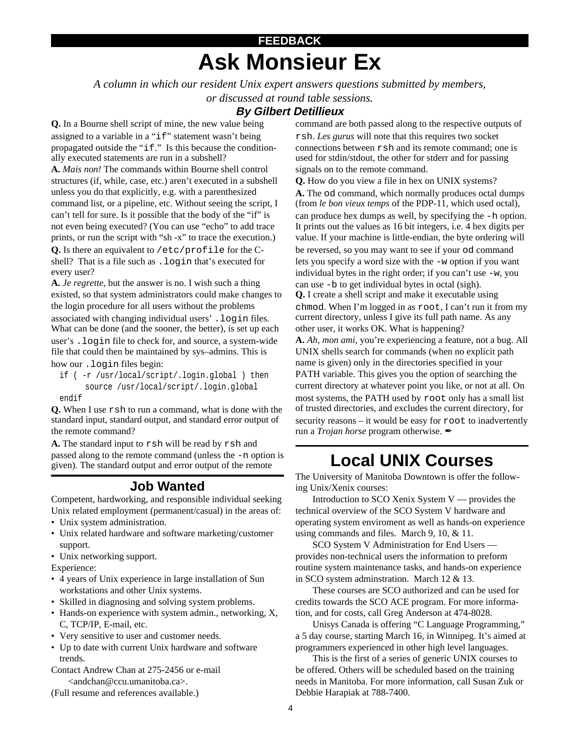**FEEDBACK**

# Ask Monsieur Ex

*A column in which our resident Unix expert answers questions submitted by members, or discussed at round table sessions.*

***By Gilbert Detillieux***

**Q.** In a Bourne shell script of mine, the new value being assigned to a variable in a "`if`" statement wasn't being propagated outside the "`if`." Is this because the conditionally executed statements are run in a subshell?

**A.** *Mais non!* The commands within Bourne shell control structures (if, while, case, etc.) aren't executed in a subshell unless you do that explicitly, e.g. with a parenthesized command list, or a pipeline, etc. Without seeing the script, I can't tell for sure. Is it possible that the body of the "if" is not even being executed? (You can use "echo" to add trace prints, or run the script with "sh -x" to trace the execution.)

**Q.** Is there an equivalent to `/etc/profile` for the C-shell? That is a file such as `.login` that's executed for every user?

**A.** *Je regrette*, but the answer is no. I wish such a thing existed, so that system administrators could make changes to the login procedure for all users without the problems associated with changing individual users' `.login` files. What can be done (and the sooner, the better), is set up each user's `.login` file to check for, and source, a system-wide file that could then be maintained by sys–admins. This is how our `.login` files begin:

```
if ( -r /usr/local/script/.login.global ) then
      source /usr/local/script/.login.global
endif
```

**Q.** When I use `rsh` to run a command, what is done with the standard input, standard output, and standard error output of the remote command?

**A.** The standard input to `rsh` will be read by `rsh` and passed along to the remote command (unless the `-n` option is given). The standard output and error output of the remote command are both passed along to the respective outputs of `rsh`. *Les gurus* will note that this requires two socket connections between `rsh` and its remote command; one is used for stdin/stdout, the other for stderr and for passing signals on to the remote command.

**Q.** How do you view a file in hex on UNIX systems?

**A.** The `od` command, which normally produces octal dumps (from *le bon vieux temps* of the PDP-11, which used octal), can produce hex dumps as well, by specifying the `-h` option. It prints out the values as 16 bit integers, i.e. 4 hex digits per value. If your machine is little-endian, the byte ordering will be reversed, so you may want to see if your `od` command lets you specify a word size with the `-w` option if you want individual bytes in the right order; if you can't use `-w`, you can use `-b` to get individual bytes in octal (sigh).

**Q.** I create a shell script and make it executable using `chmod`. When I'm logged in as `root`, I can't run it from my current directory, unless I give its full path name. As any other user, it works OK. What is happening?

**A.** *Ah, mon ami*, you're experiencing a feature, not a bug. All UNIX shells search for commands (when no explicit path name is given) only in the directories specified in your PATH variable. This gives you the option of searching the current directory at whatever point you like, or not at all. On most systems, the PATH used by `root` only has a small list of trusted directories, and excludes the current directory, for security reasons – it would be easy for `root` to inadvertently run a *Trojan horse* program otherwise. ✒

## Job Wanted

Competent, hardworking, and responsible individual seeking Unix related employment (permanent/casual) in the areas of:

- Unix system administration.
- Unix related hardware and software marketing/customer support.
- Unix networking support.

Experience:

- 4 years of Unix experience in large installation of Sun workstations and other Unix systems.
- Skilled in diagnosing and solving system problems.
- Hands-on experience with system admin., networking, X, C, TCP/IP, E-mail, etc.
- Very sensitive to user and customer needs.
- Up to date with current Unix hardware and software trends.

Contact Andrew Chan at 275-2456 or e-mail <andchan@ccu.umanitoba.ca>.

(Full resume and references available.)

# Local UNIX Courses

The University of Manitoba Downtown is offer the following Unix/Xenix courses:

Introduction to SCO Xenix System V — provides the technical overview of the SCO System V hardware and operating system enviroment as well as hands-on experience using commands and files. March 9, 10, & 11.

SCO System V Administration for End Users — provides non-technical users the information to preform routine system maintenance tasks, and hands-on experience in SCO system adminstration. March 12 & 13.

These courses are SCO authorized and can be used for credits towards the SCO ACE program. For more information, and for costs, call Greg Anderson at 474-8028.

Unisys Canada is offering "C Language Programming," a 5 day course, starting March 16, in Winnipeg. It's aimed at programmers experienced in other high level languages.

This is the first of a series of generic UNIX courses to be offered. Others will be scheduled based on the training needs in Manitoba. For more information, call Susan Zuk or Debbie Harapiak at 788-7400.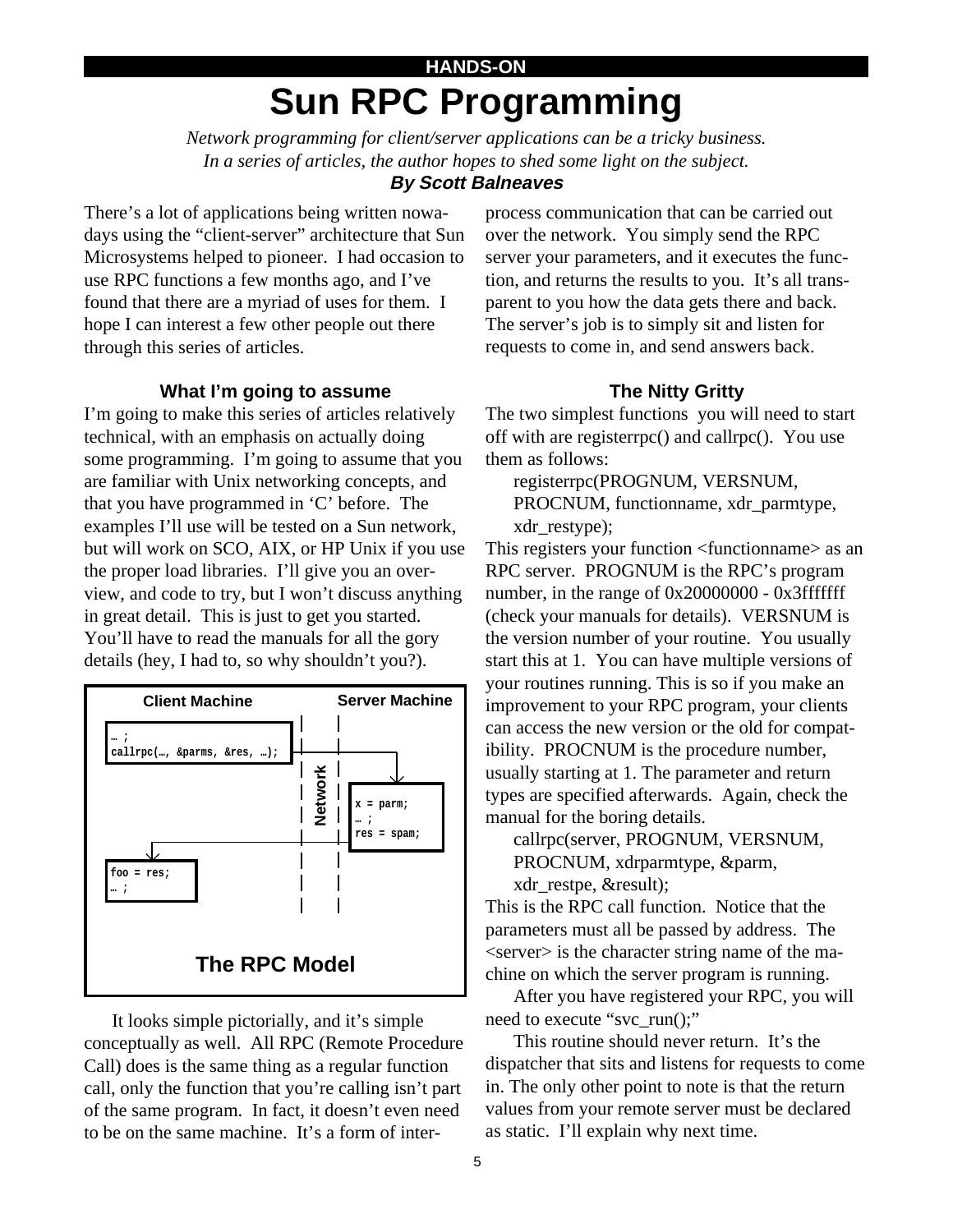HANDS-ON

# Sun RPC Programming

*Network programming for client/server applications can be a tricky business. In a series of articles, the author hopes to shed some light on the subject.*

***By Scott Balneaves***

There's a lot of applications being written nowadays using the "client-server" architecture that Sun Microsystems helped to pioneer. I had occasion to use RPC functions a few months ago, and I've found that there are a myriad of uses for them. I hope I can interest a few other people out there through this series of articles.

### What I'm going to assume

I'm going to make this series of articles relatively technical, with an emphasis on actually doing some programming. I'm going to assume that you are familiar with Unix networking concepts, and that you have programmed in 'C' before. The examples I'll use will be tested on a Sun network, but will work on SCO, AIX, or HP Unix if you use the proper load libraries. I'll give you an overview, and code to try, but I won't discuss anything in great detail. This is just to get you started. You'll have to read the manuals for all the gory details (hey, I had to, so why shouldn't you?).

**Client Machine** | **Network** | **Server Machine**

Client:
```
… ;
callrpc(…, &parms, &res, …);
```

Server:
```
x = parm;
… ;
res = spam;
```

Client:
```
foo = res;
… ;
```

**The RPC Model**

It looks simple pictorially, and it's simple conceptually as well. All RPC (Remote Procedure Call) does is the same thing as a regular function call, only the function that you're calling isn't part of the same program. In fact, it doesn't even need to be on the same machine. It's a form of interprocess communication that can be carried out over the network. You simply send the RPC server your parameters, and it executes the function, and returns the results to you. It's all transparent to you how the data gets there and back. The server's job is to simply sit and listen for requests to come in, and send answers back.

### The Nitty Gritty

The two simplest functions you will need to start off with are registerrpc() and callrpc(). You use them as follows:

```
registerrpc(PROGNUM, VERSNUM,
PROCNUM, functionname, xdr_parmtype,
xdr_restype);
```

This registers your function <functionname> as an RPC server. PROGNUM is the RPC's program number, in the range of 0x20000000 - 0x3fffffff (check your manuals for details). VERSNUM is the version number of your routine. You usually start this at 1. You can have multiple versions of your routines running. This is so if you make an improvement to your RPC program, your clients can access the new version or the old for compatibility. PROCNUM is the procedure number, usually starting at 1. The parameter and return types are specified afterwards. Again, check the manual for the boring details.

```
callrpc(server, PROGNUM, VERSNUM,
PROCNUM, xdrparmtype, &parm,
xdr_restpe, &result);
```

This is the RPC call function. Notice that the parameters must all be passed by address. The <server> is the character string name of the machine on which the server program is running.

After you have registered your RPC, you will need to execute "svc_run();"

This routine should never return. It's the dispatcher that sits and listens for requests to come in. The only other point to note is that the return values from your remote server must be declared as static. I'll explain why next time.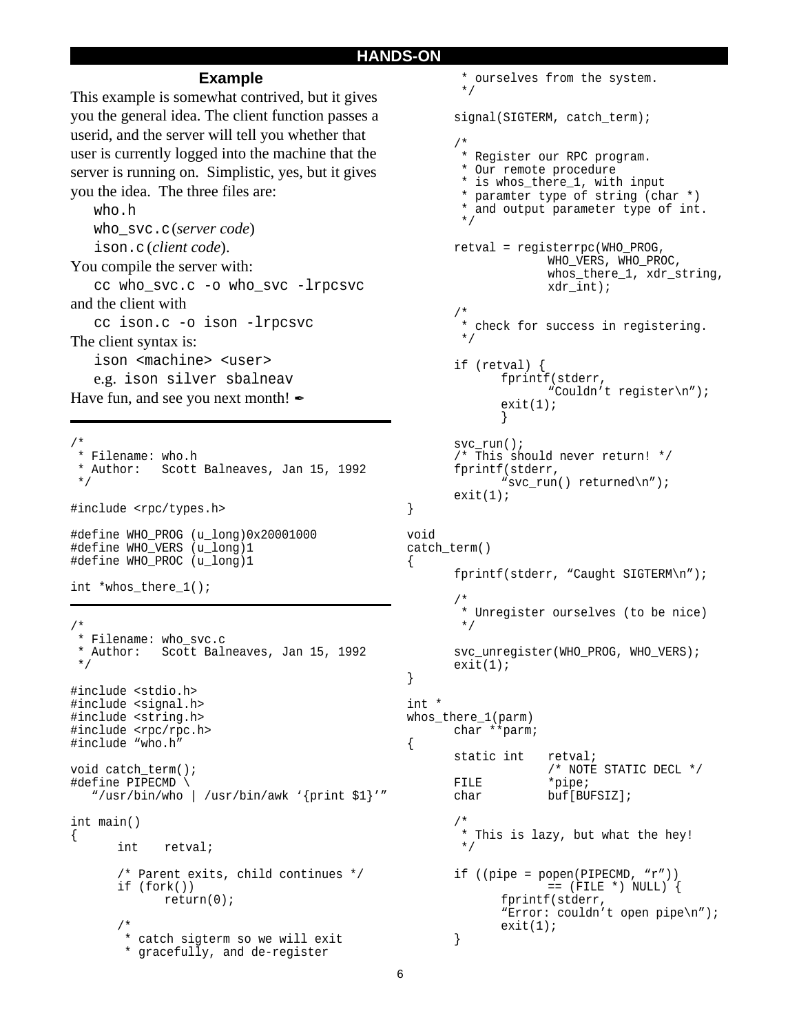## HANDS-ON

### Example

This example is somewhat contrived, but it gives you the general idea. The client function passes a userid, and the server will tell you whether that user is currently logged into the machine that the server is running on. Simplistic, yes, but it gives you the idea. The three files are:

   `who.h`
   `who_svc.c` (*server code*)
   `ison.c` (*client code*).

You compile the server with:

   `cc who_svc.c -o who_svc -lrpcsvc`

and the client with

   `cc ison.c -o ison -lrpcsvc`

The client syntax is:

   `ison <machine> <user>`
   e.g. `ison silver sbalneav`

Have fun, and see you next month! ✒

---

```c
/*
 * Filename: who.h
 * Author:   Scott Balneaves, Jan 15, 1992
 */

#include <rpc/types.h>

#define WHO_PROG (u_long)0x20001000
#define WHO_VERS (u_long)1
#define WHO_PROC (u_long)1

int *whos_there_1();
```

---

```c
/*
 * Filename: who_svc.c
 * Author:   Scott Balneaves, Jan 15, 1992
 */

#include <stdio.h>
#include <signal.h>
#include <string.h>
#include <rpc/rpc.h>
#include “who.h”

void catch_term();
#define PIPECMD \
   “/usr/bin/who | /usr/bin/awk ‘{print $1}’”

int main()
{
      int    retval;

      /* Parent exits, child continues */
      if (fork())
            return(0);

      /*
       * catch sigterm so we will exit
       * gracefully, and de-register
       * ourselves from the system.
       */

      signal(SIGTERM, catch_term);

      /*
       * Register our RPC program.
       * Our remote procedure
       * is whos_there_1, with input
       * paramter type of string (char *)
       * and output parameter type of int.
       */

      retval = registerrpc(WHO_PROG,
                  WHO_VERS, WHO_PROC,
                  whos_there_1, xdr_string,
                  xdr_int);

      /*
       * check for success in registering.
       */

      if (retval) {
            fprintf(stderr,
                  “Couldn’t register\n”);
            exit(1);
            }

      svc_run();
      /* This should never return! */
      fprintf(stderr,
            “svc_run() returned\n”);
      exit(1);
}

void
catch_term()
{
      fprintf(stderr, “Caught SIGTERM\n”);

      /*
       * Unregister ourselves (to be nice)
       */

      svc_unregister(WHO_PROG, WHO_VERS);
      exit(1);
}

int *
whos_there_1(parm)
      char **parm;
{
      static int   retval;
                  /* NOTE STATIC DECL */
      FILE         *pipe;
      char         buf[BUFSIZ];

      /*
       * This is lazy, but what the hey!
       */

      if ((pipe = popen(PIPECMD, “r”))
                  == (FILE *) NULL) {
            fprintf(stderr,
            “Error: couldn’t open pipe\n”);
            exit(1);
      }
```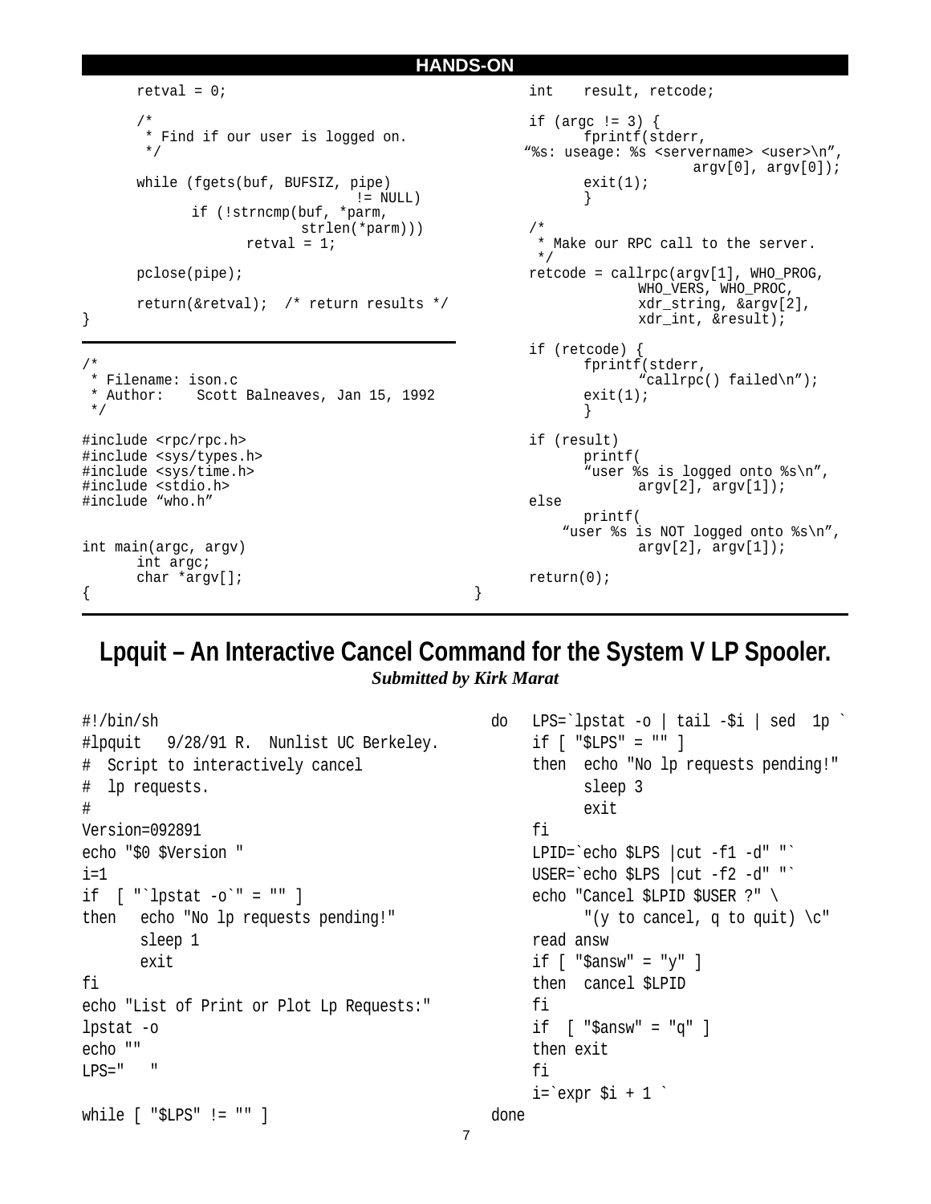```
	retval = 0;

	/*
	 * Find if our user is logged on.
	 */

	while (fgets(buf, BUFSIZ, pipe)
				!= NULL)
		if (!strncmp(buf, *parm,
				strlen(*parm)))
			retval = 1;

	pclose(pipe);

	return(&retval);  /* return results */
}
```

```
/*
 * Filename: ison.c
 * Author:    Scott Balneaves, Jan 15, 1992
 */

#include <rpc/rpc.h>
#include <sys/types.h>
#include <sys/time.h>
#include <stdio.h>
#include "who.h"


int main(argc, argv)
	int argc;
	char *argv[];
{
	int    result, retcode;

	if (argc != 3) {
		fprintf(stderr,
	"%s: useage: %s <servername> <user>\n",
				argv[0], argv[0]);
		exit(1);
		}

	/*
	 * Make our RPC call to the server.
	 */
	retcode = callrpc(argv[1], WHO_PROG,
			WHO_VERS, WHO_PROC,
			xdr_string, &argv[2],
			xdr_int, &result);

	if (retcode) {
		fprintf(stderr,
			"callrpc() failed\n");
		exit(1);
		}

	if (result)
		printf(
		"user %s is logged onto %s\n",
			argv[2], argv[1]);
	else
		printf(
	    "user %s is NOT logged onto %s\n",
			argv[2], argv[1]);

	return(0);
}
```

# Lpquit – An Interactive Cancel Command for the System V LP Spooler.

***Submitted by Kirk Marat***

```
#!/bin/sh
#lpquit   9/28/91 R.  Nunlist UC Berkeley.
#  Script to interactively cancel
#  lp requests.
#
Version=092891
echo "$0 $Version "
i=1
if  [ "`lpstat -o`" = "" ]
then   echo "No lp requests pending!"
       sleep 1
       exit
fi
echo "List of Print or Plot Lp Requests:"
lpstat -o
echo ""
LPS="   "

while [ "$LPS" != "" ]
do   LPS=`lpstat -o | tail -$i | sed  1p `
     if [ "$LPS" = "" ]
     then  echo "No lp requests pending!"
           sleep 3
           exit
     fi
     LPID=`echo $LPS |cut -f1 -d" "`
     USER=`echo $LPS |cut -f2 -d" "`
     echo "Cancel $LPID $USER ?" \
           "(y to cancel, q to quit) \c"
     read answ
     if [ "$answ" = "y" ]
     then  cancel $LPID
     fi
     if  [ "$answ" = "q" ]
     then exit
     fi
     i=`expr $i + 1 `
done
```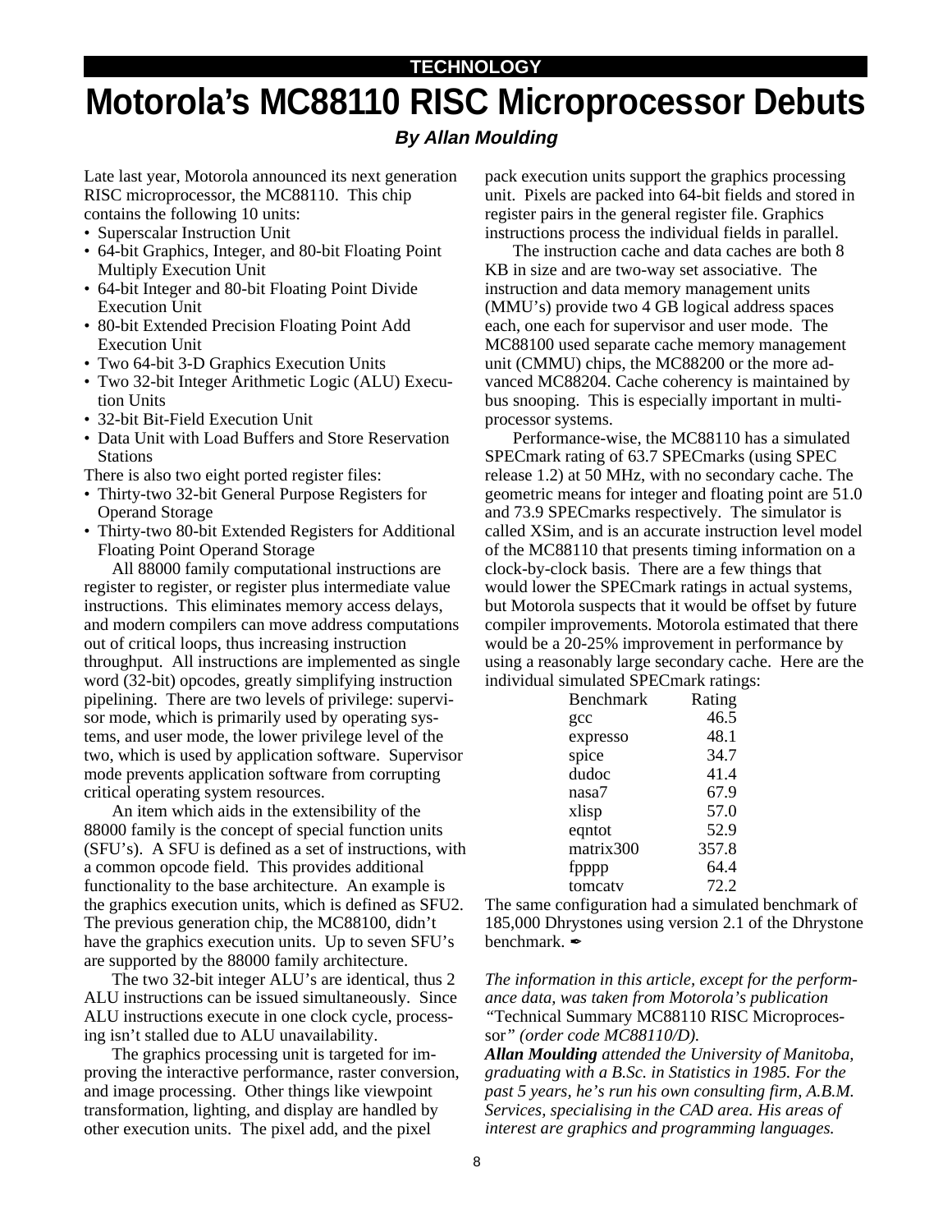**TECHNOLOGY**

# Motorola's MC88110 RISC Microprocessor Debuts

***By Allan Moulding***

Late last year, Motorola announced its next generation RISC microprocessor, the MC88110. This chip contains the following 10 units:

- Superscalar Instruction Unit
- 64-bit Graphics, Integer, and 80-bit Floating Point Multiply Execution Unit
- 64-bit Integer and 80-bit Floating Point Divide Execution Unit
- 80-bit Extended Precision Floating Point Add Execution Unit
- Two 64-bit 3-D Graphics Execution Units
- Two 32-bit Integer Arithmetic Logic (ALU) Execution Units
- 32-bit Bit-Field Execution Unit
- Data Unit with Load Buffers and Store Reservation Stations

There is also two eight ported register files:

- Thirty-two 32-bit General Purpose Registers for Operand Storage
- Thirty-two 80-bit Extended Registers for Additional Floating Point Operand Storage

All 88000 family computational instructions are register to register, or register plus intermediate value instructions. This eliminates memory access delays, and modern compilers can move address computations out of critical loops, thus increasing instruction throughput. All instructions are implemented as single word (32-bit) opcodes, greatly simplifying instruction pipelining. There are two levels of privilege: supervisor mode, which is primarily used by operating systems, and user mode, the lower privilege level of the two, which is used by application software. Supervisor mode prevents application software from corrupting critical operating system resources.

An item which aids in the extensibility of the 88000 family is the concept of special function units (SFU's). A SFU is defined as a set of instructions, with a common opcode field. This provides additional functionality to the base architecture. An example is the graphics execution units, which is defined as SFU2. The previous generation chip, the MC88100, didn't have the graphics execution units. Up to seven SFU's are supported by the 88000 family architecture.

The two 32-bit integer ALU's are identical, thus 2 ALU instructions can be issued simultaneously. Since ALU instructions execute in one clock cycle, processing isn't stalled due to ALU unavailability.

The graphics processing unit is targeted for improving the interactive performance, raster conversion, and image processing. Other things like viewpoint transformation, lighting, and display are handled by other execution units. The pixel add, and the pixel pack execution units support the graphics processing unit. Pixels are packed into 64-bit fields and stored in register pairs in the general register file. Graphics instructions process the individual fields in parallel.

The instruction cache and data caches are both 8 KB in size and are two-way set associative. The instruction and data memory management units (MMU's) provide two 4 GB logical address spaces each, one each for supervisor and user mode. The MC88100 used separate cache memory management unit (CMMU) chips, the MC88200 or the more advanced MC88204. Cache coherency is maintained by bus snooping. This is especially important in multiprocessor systems.

Performance-wise, the MC88110 has a simulated SPECmark rating of 63.7 SPECmarks (using SPEC release 1.2) at 50 MHz, with no secondary cache. The geometric means for integer and floating point are 51.0 and 73.9 SPECmarks respectively. The simulator is called XSim, and is an accurate instruction level model of the MC88110 that presents timing information on a clock-by-clock basis. There are a few things that would lower the SPECmark ratings in actual systems, but Motorola suspects that it would be offset by future compiler improvements. Motorola estimated that there would be a 20-25% improvement in performance by using a reasonably large secondary cache. Here are the individual simulated SPECmark ratings:

| Benchmark | Rating |
|---|---|
| gcc | 46.5 |
| expresso | 48.1 |
| spice | 34.7 |
| dudoc | 41.4 |
| nasa7 | 67.9 |
| xlisp | 57.0 |
| eqntot | 52.9 |
| matrix300 | 357.8 |
| fpppp | 64.4 |
| tomcatv | 72.2 |

The same configuration had a simulated benchmark of 185,000 Dhrystones using version 2.1 of the Dhrystone benchmark. ✒

*The information in this article, except for the performance data, was taken from Motorola's publication "*Technical Summary MC88110 RISC Microprocessor*" (order code MC88110/D).*

***Allan Moulding** attended the University of Manitoba, graduating with a B.Sc. in Statistics in 1985. For the past 5 years, he's run his own consulting firm, A.B.M. Services, specialising in the CAD area. His areas of interest are graphics and programming languages.*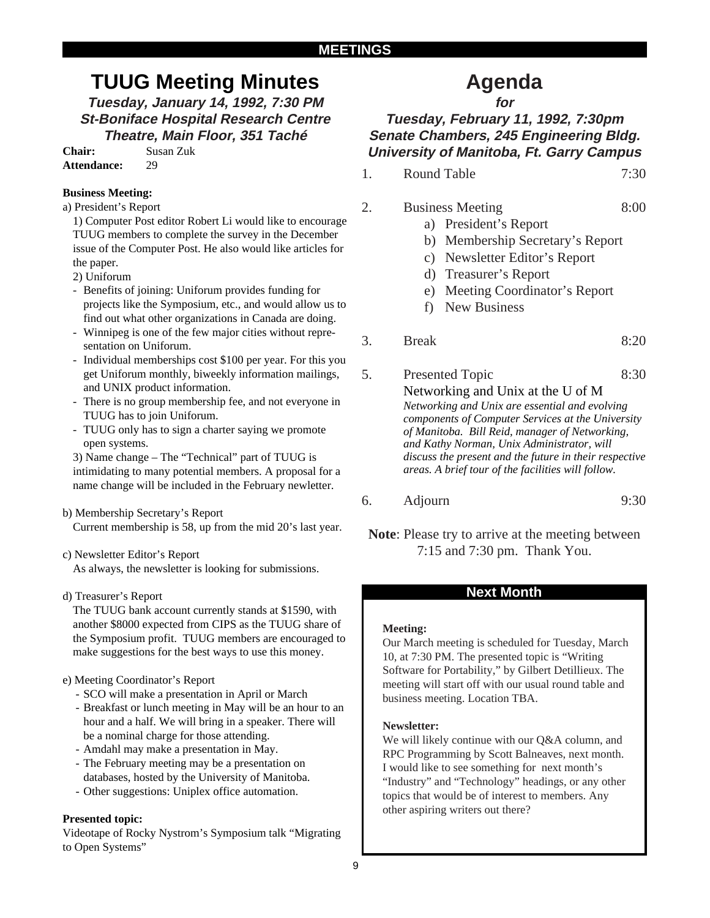## MEETINGS

# TUUG Meeting Minutes

***Tuesday, January 14, 1992, 7:30 PM***
***St-Boniface Hospital Research Centre***
***Theatre, Main Floor, 351 Taché***

**Chair:** Susan Zuk
**Attendance:** 29

**Business Meeting:**

a) President's Report

1) Computer Post editor Robert Li would like to encourage TUUG members to complete the survey in the December issue of the Computer Post. He also would like articles for the paper.

2) Uniforum

- Benefits of joining: Uniforum provides funding for projects like the Symposium, etc., and would allow us to find out what other organizations in Canada are doing.
- Winnipeg is one of the few major cities without representation on Uniforum.
- Individual memberships cost $100 per year. For this you get Uniforum monthly, biweekly information mailings, and UNIX product information.
- There is no group membership fee, and not everyone in TUUG has to join Uniforum.
- TUUG only has to sign a charter saying we promote open systems.

3) Name change – The "Technical" part of TUUG is intimidating to many potential members. A proposal for a name change will be included in the February newletter.

b) Membership Secretary's Report

Current membership is 58, up from the mid 20's last year.

c) Newsletter Editor's Report

As always, the newsletter is looking for submissions.

d) Treasurer's Report

The TUUG bank account currently stands at $1590, with another $8000 expected from CIPS as the TUUG share of the Symposium profit. TUUG members are encouraged to make suggestions for the best ways to use this money.

e) Meeting Coordinator's Report

- SCO will make a presentation in April or March
- Breakfast or lunch meeting in May will be an hour to an hour and a half. We will bring in a speaker. There will be a nominal charge for those attending.
- Amdahl may make a presentation in May.
- The February meeting may be a presentation on databases, hosted by the University of Manitoba.
- Other suggestions: Uniplex office automation.

**Presented topic:**

Videotape of Rocky Nystrom's Symposium talk "Migrating to Open Systems"

# Agenda

***for***

***Tuesday, February 11, 1992, 7:30pm***
***Senate Chambers, 245 Engineering Bldg.***
***University of Manitoba, Ft. Garry Campus***

1. Round Table — 7:30

2. Business Meeting — 8:00
   a) President's Report
   b) Membership Secretary's Report
   c) Newsletter Editor's Report
   d) Treasurer's Report
   e) Meeting Coordinator's Report
   f) New Business

3. Break — 8:20

5. Presented Topic — 8:30
   Networking and Unix at the U of M
   *Networking and Unix are essential and evolving components of Computer Services at the University of Manitoba. Bill Reid, manager of Networking, and Kathy Norman, Unix Administrator, will discuss the present and the future in their respective areas. A brief tour of the facilities will follow.*

6. Adjourn — 9:30

**Note**: Please try to arrive at the meeting between 7:15 and 7:30 pm. Thank You.

## Next Month

**Meeting:**

Our March meeting is scheduled for Tuesday, March 10, at 7:30 PM. The presented topic is "Writing Software for Portability," by Gilbert Detillieux. The meeting will start off with our usual round table and business meeting. Location TBA.

**Newsletter:**

We will likely continue with our Q&A column, and RPC Programming by Scott Balneaves, next month. I would like to see something for next month's "Industry" and "Technology" headings, or any other topics that would be of interest to members. Any other aspiring writers out there?